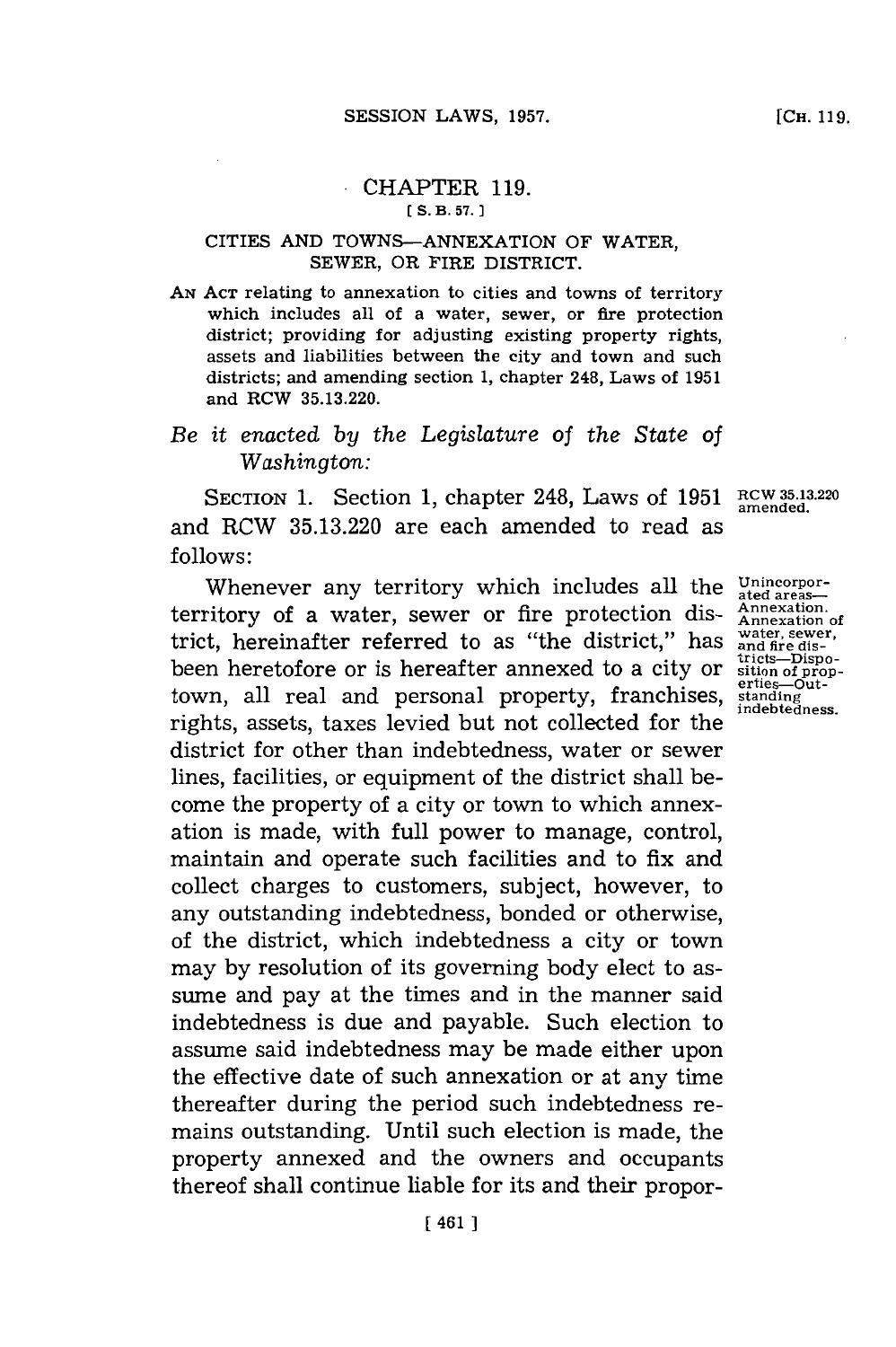# CHAPTER 119.

[S. B. 57.]

## CITIES AND TOWNS—ANNEXATION OF WATER, SEWER, OR FIRE DISTRICT.

AN ACT relating to annexation to cities and towns of territory which includes all of a water, sewer, or fire protection district; providing for adjusting existing property rights, assets and liabilities between the city and town and such districts; and amending section 1, chapter 248, Laws of 1951 and RCW 35.13.220.

*Be it enacted by the Legislature of the State of Washington:*

SECTION 1. Section 1, chapter 248, Laws of 1951 and RCW 35.13.220 are each amended to read as follows:

RCW 35.13.220 amended.

Whenever any territory which includes all the territory of a water, sewer or fire protection district, hereinafter referred to as "the district," has been heretofore or is hereafter annexed to a city or town, all real and personal property, franchises, rights, assets, taxes levied but not collected for the district for other than indebtedness, water or sewer lines, facilities, or equipment of the district shall become the property of a city or town to which annexation is made, with full power to manage, control, maintain and operate such facilities and to fix and collect charges to customers, subject, however, to any outstanding indebtedness, bonded or otherwise, of the district, which indebtedness a city or town may by resolution of its governing body elect to assume and pay at the times and in the manner said indebtedness is due and payable. Such election to assume said indebtedness may be made either upon the effective date of such annexation or at any time thereafter during the period such indebtedness remains outstanding. Until such election is made, the property annexed and the owners and occupants thereof shall continue liable for its and their propor-

Unincorporated areas—Annexation. Annexation of water, sewer, and fire districts—Disposition of properties—Outstanding indebtedness.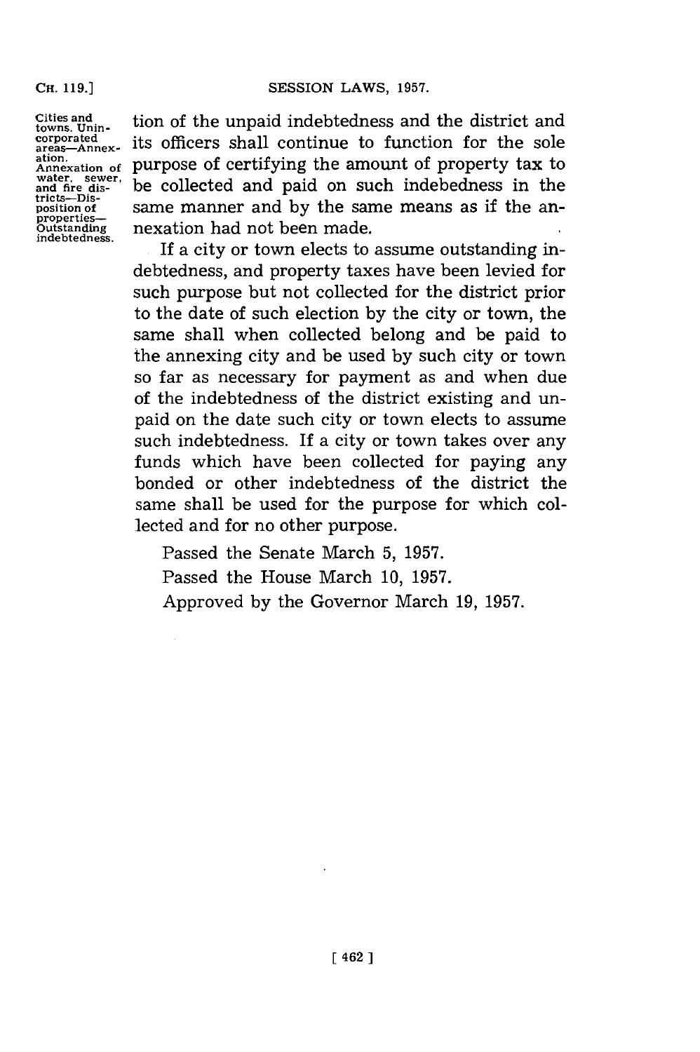Cities and towns. Unincorporated areas—Annexation. Annexation of water, sewer, and fire districts—Disposition of properties—Outstanding indebtedness.

tion of the unpaid indebtedness and the district and its officers shall continue to function for the sole purpose of certifying the amount of property tax to be collected and paid on such indebedness in the same manner and by the same means as if the annexation had not been made.

If a city or town elects to assume outstanding indebtedness, and property taxes have been levied for such purpose but not collected for the district prior to the date of such election by the city or town, the same shall when collected belong and be paid to the annexing city and be used by such city or town so far as necessary for payment as and when due of the indebtedness of the district existing and unpaid on the date such city or town elects to assume such indebtedness. If a city or town takes over any funds which have been collected for paying any bonded or other indebtedness of the district the same shall be used for the purpose for which collected and for no other purpose.

Passed the Senate March 5, 1957.

Passed the House March 10, 1957.

Approved by the Governor March 19, 1957.